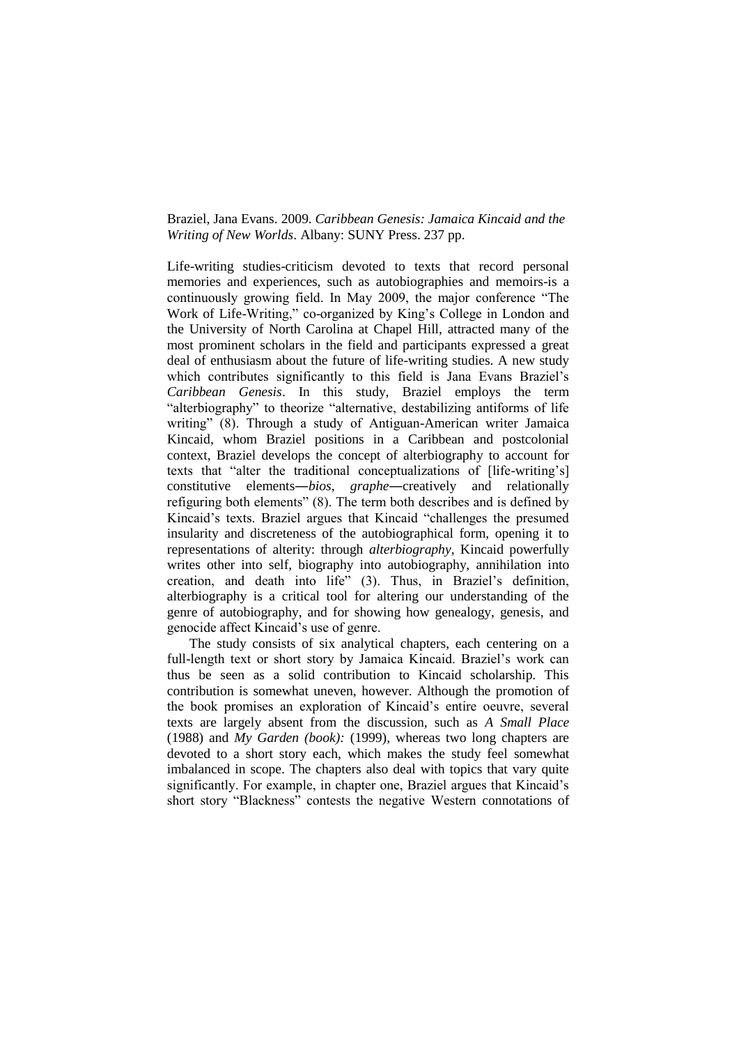Braziel, Jana Evans. 2009. *Caribbean Genesis: Jamaica Kincaid and the Writing of New Worlds*. Albany: SUNY Press. 237 pp.

Life-writing studies-criticism devoted to texts that record personal memories and experiences, such as autobiographies and memoirs-is a continuously growing field. In May 2009, the major conference "The Work of Life-Writing," co-organized by King's College in London and the University of North Carolina at Chapel Hill, attracted many of the most prominent scholars in the field and participants expressed a great deal of enthusiasm about the future of life-writing studies. A new study which contributes significantly to this field is Jana Evans Braziel's *Caribbean Genesis*. In this study, Braziel employs the term "alterbiography" to theorize "alternative, destabilizing antiforms of life writing" (8). Through a study of Antiguan-American writer Jamaica Kincaid, whom Braziel positions in a Caribbean and postcolonial context, Braziel develops the concept of alterbiography to account for texts that "alter the traditional conceptualizations of [life-writing's] constitutive elements―*bios*, *graphe*―creatively and relationally refiguring both elements" (8). The term both describes and is defined by Kincaid's texts. Braziel argues that Kincaid "challenges the presumed insularity and discreteness of the autobiographical form, opening it to representations of alterity: through *alterbiography*, Kincaid powerfully writes other into self, biography into autobiography, annihilation into creation, and death into life" (3). Thus, in Braziel's definition, alterbiography is a critical tool for altering our understanding of the genre of autobiography, and for showing how genealogy, genesis, and genocide affect Kincaid's use of genre.

The study consists of six analytical chapters, each centering on a full-length text or short story by Jamaica Kincaid. Braziel's work can thus be seen as a solid contribution to Kincaid scholarship. This contribution is somewhat uneven, however. Although the promotion of the book promises an exploration of Kincaid's entire oeuvre, several texts are largely absent from the discussion, such as *A Small Place* (1988) and *My Garden (book):* (1999), whereas two long chapters are devoted to a short story each, which makes the study feel somewhat imbalanced in scope. The chapters also deal with topics that vary quite significantly. For example, in chapter one, Braziel argues that Kincaid's short story "Blackness" contests the negative Western connotations of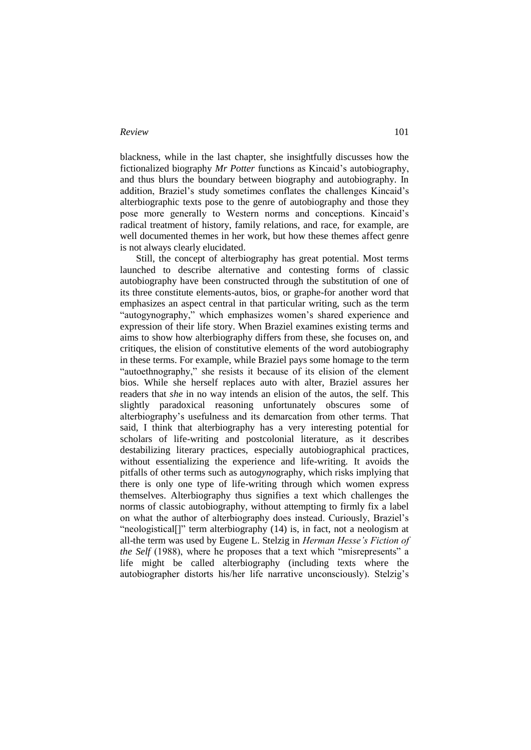blackness, while in the last chapter, she insightfully discusses how the fictionalized biography *Mr Potter* functions as Kincaid's autobiography, and thus blurs the boundary between biography and autobiography. In addition, Braziel's study sometimes conflates the challenges Kincaid's alterbiographic texts pose to the genre of autobiography and those they pose more generally to Western norms and conceptions. Kincaid's radical treatment of history, family relations, and race, for example, are well documented themes in her work, but how these themes affect genre is not always clearly elucidated.

Still, the concept of alterbiography has great potential. Most terms launched to describe alternative and contesting forms of classic autobiography have been constructed through the substitution of one of its three constitute elements-autos, bios, or graphe-for another word that emphasizes an aspect central in that particular writing, such as the term "autogynography," which emphasizes women's shared experience and expression of their life story. When Braziel examines existing terms and aims to show how alterbiography differs from these, she focuses on, and critiques, the elision of constitutive elements of the word autobiography in these terms. For example, while Braziel pays some homage to the term "autoethnography," she resists it because of its elision of the element bios. While she herself replaces auto with alter, Braziel assures her readers that *she* in no way intends an elision of the autos, the self. This slightly paradoxical reasoning unfortunately obscures some of alterbiography's usefulness and its demarcation from other terms. That said, I think that alterbiography has a very interesting potential for scholars of life-writing and postcolonial literature, as it describes destabilizing literary practices, especially autobiographical practices, without essentializing the experience and life-writing. It avoids the pitfalls of other terms such as auto*gyno*graphy, which risks implying that there is only one type of life-writing through which women express themselves. Alterbiography thus signifies a text which challenges the norms of classic autobiography, without attempting to firmly fix a label on what the author of alterbiography does instead. Curiously, Braziel's "neologistical[]" term alterbiography (14) is, in fact, not a neologism at all-the term was used by Eugene L. Stelzig in *Herman Hesse's Fiction of the Self* (1988), where he proposes that a text which "misrepresents" a life might be called alterbiography (including texts where the autobiographer distorts his/her life narrative unconsciously). Stelzig's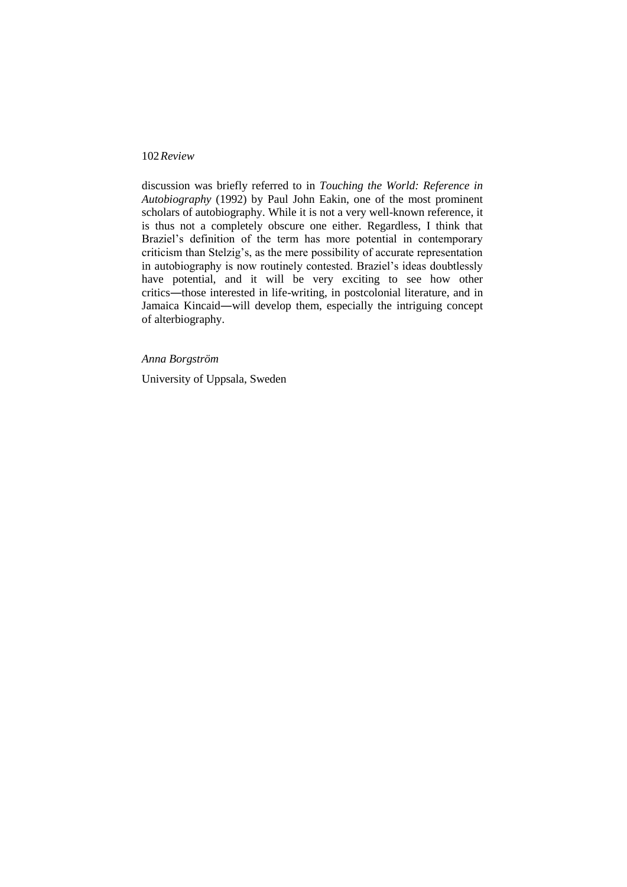discussion was briefly referred to in *Touching the World: Reference in Autobiography* (1992) by Paul John Eakin, one of the most prominent scholars of autobiography. While it is not a very well-known reference, it is thus not a completely obscure one either. Regardless, I think that Braziel's definition of the term has more potential in contemporary criticism than Stelzig's, as the mere possibility of accurate representation in autobiography is now routinely contested. Braziel's ideas doubtlessly have potential, and it will be very exciting to see how other critics—those interested in life-writing, in postcolonial literature, and in Jamaica Kincaid—will develop them, especially the intriguing concept of alterbiography.

*Anna Borgström*

University of Uppsala, Sweden